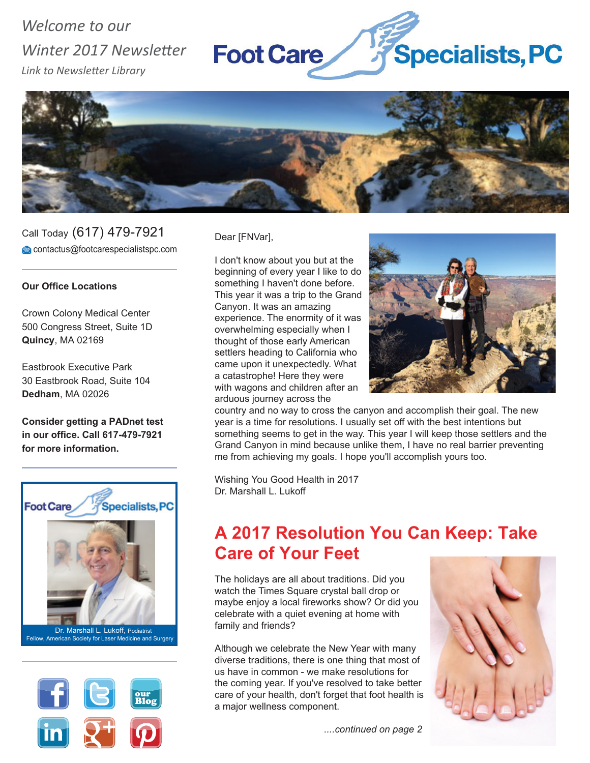*Welcome to our*
*Winter 2017 Newsletter*
*Link to Newsletter Library*

# Foot Care Specialists, PC

Call Today (617) 479-7921
contactus@footcarespecialistspc.com

**Our Office Locations**

Crown Colony Medical Center
500 Congress Street, Suite 1D
**Quincy**, MA 02169

Eastbrook Executive Park
30 Eastbrook Road, Suite 104
**Dedham**, MA 02026

**Consider getting a PADnet test in our office. Call 617-479-7921 for more information.**

Foot Care Specialists, PC

Dr. Marshall L. Lukoff, Podiatrist
Fellow, American Society for Laser Medicine and Surgery

our Blog

Dear [FNVar],

I don't know about you but at the beginning of every year I like to do something I haven't done before. This year it was a trip to the Grand Canyon. It was an amazing experience. The enormity of it was overwhelming especially when I thought of those early American settlers heading to California who came upon it unexpectedly. What a catastrophe! Here they were with wagons and children after an arduous journey across the country and no way to cross the canyon and accomplish their goal. The new year is a time for resolutions. I usually set off with the best intentions but something seems to get in the way. This year I will keep those settlers and the Grand Canyon in mind because unlike them, I have no real barrier preventing me from achieving my goals. I hope you'll accomplish yours too.

Wishing You Good Health in 2017
Dr. Marshall L. Lukoff

## A 2017 Resolution You Can Keep: Take Care of Your Feet

The holidays are all about traditions. Did you watch the Times Square crystal ball drop or maybe enjoy a local fireworks show? Or did you celebrate with a quiet evening at home with family and friends?

Although we celebrate the New Year with many diverse traditions, there is one thing that most of us have in common - we make resolutions for the coming year. If you've resolved to take better care of your health, don't forget that foot health is a major wellness component.

*....continued on page 2*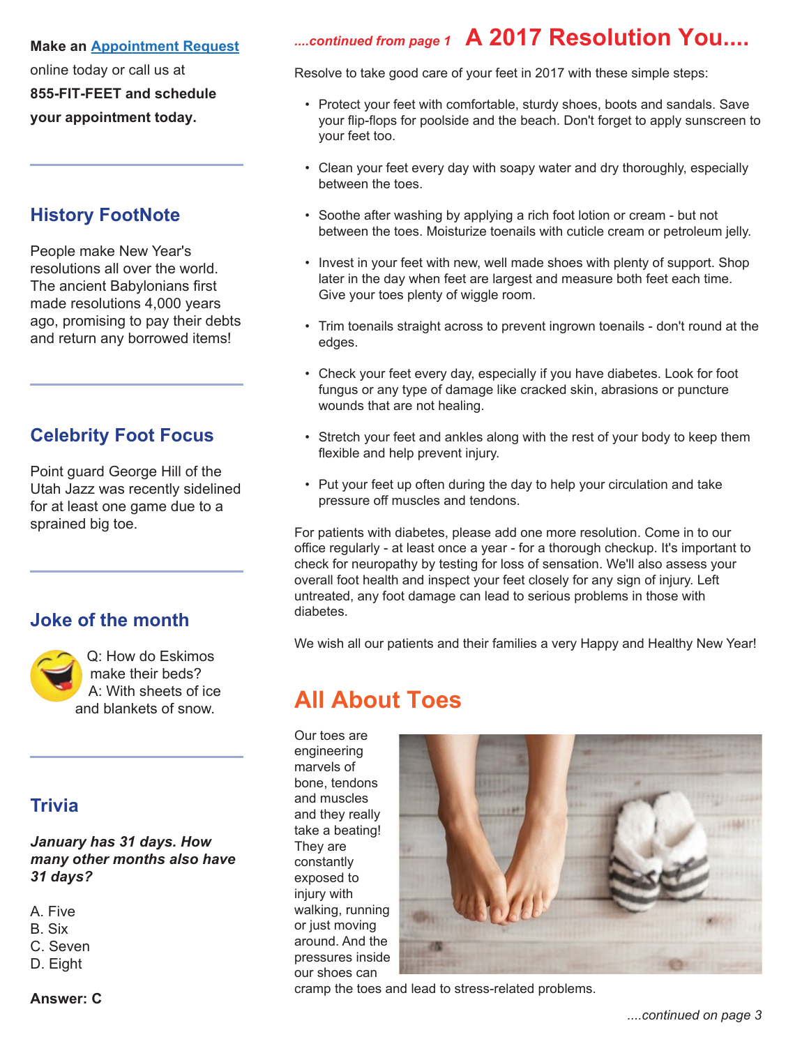**Make an Appointment Request online today or call us at 855-FIT-FEET and schedule your appointment today.**

## History FootNote

People make New Year's resolutions all over the world. The ancient Babylonians first made resolutions 4,000 years ago, promising to pay their debts and return any borrowed items!

## Celebrity Foot Focus

Point guard George Hill of the Utah Jazz was recently sidelined for at least one game due to a sprained big toe.

## Joke of the month

Q: How do Eskimos make their beds?
A: With sheets of ice and blankets of snow.

## Trivia

***January has 31 days. How many other months also have 31 days?***

A. Five
B. Six
C. Seven
D. Eight

**Answer: C**

*....continued from page 1*

# A 2017 Resolution You....

Resolve to take good care of your feet in 2017 with these simple steps:

- Protect your feet with comfortable, sturdy shoes, boots and sandals. Save your flip-flops for poolside and the beach. Don't forget to apply sunscreen to your feet too.
- Clean your feet every day with soapy water and dry thoroughly, especially between the toes.
- Soothe after washing by applying a rich foot lotion or cream - but not between the toes. Moisturize toenails with cuticle cream or petroleum jelly.
- Invest in your feet with new, well made shoes with plenty of support. Shop later in the day when feet are largest and measure both feet each time. Give your toes plenty of wiggle room.
- Trim toenails straight across to prevent ingrown toenails - don't round at the edges.
- Check your feet every day, especially if you have diabetes. Look for foot fungus or any type of damage like cracked skin, abrasions or puncture wounds that are not healing.
- Stretch your feet and ankles along with the rest of your body to keep them flexible and help prevent injury.
- Put your feet up often during the day to help your circulation and take pressure off muscles and tendons.

For patients with diabetes, please add one more resolution. Come in to our office regularly - at least once a year - for a thorough checkup. It's important to check for neuropathy by testing for loss of sensation. We'll also assess your overall foot health and inspect your feet closely for any sign of injury. Left untreated, any foot damage can lead to serious problems in those with diabetes.

We wish all our patients and their families a very Happy and Healthy New Year!

# All About Toes

Our toes are engineering marvels of bone, tendons and muscles and they really take a beating! They are constantly exposed to injury with walking, running or just moving around. And the pressures inside our shoes can cramp the toes and lead to stress-related problems.

*....continued on page 3*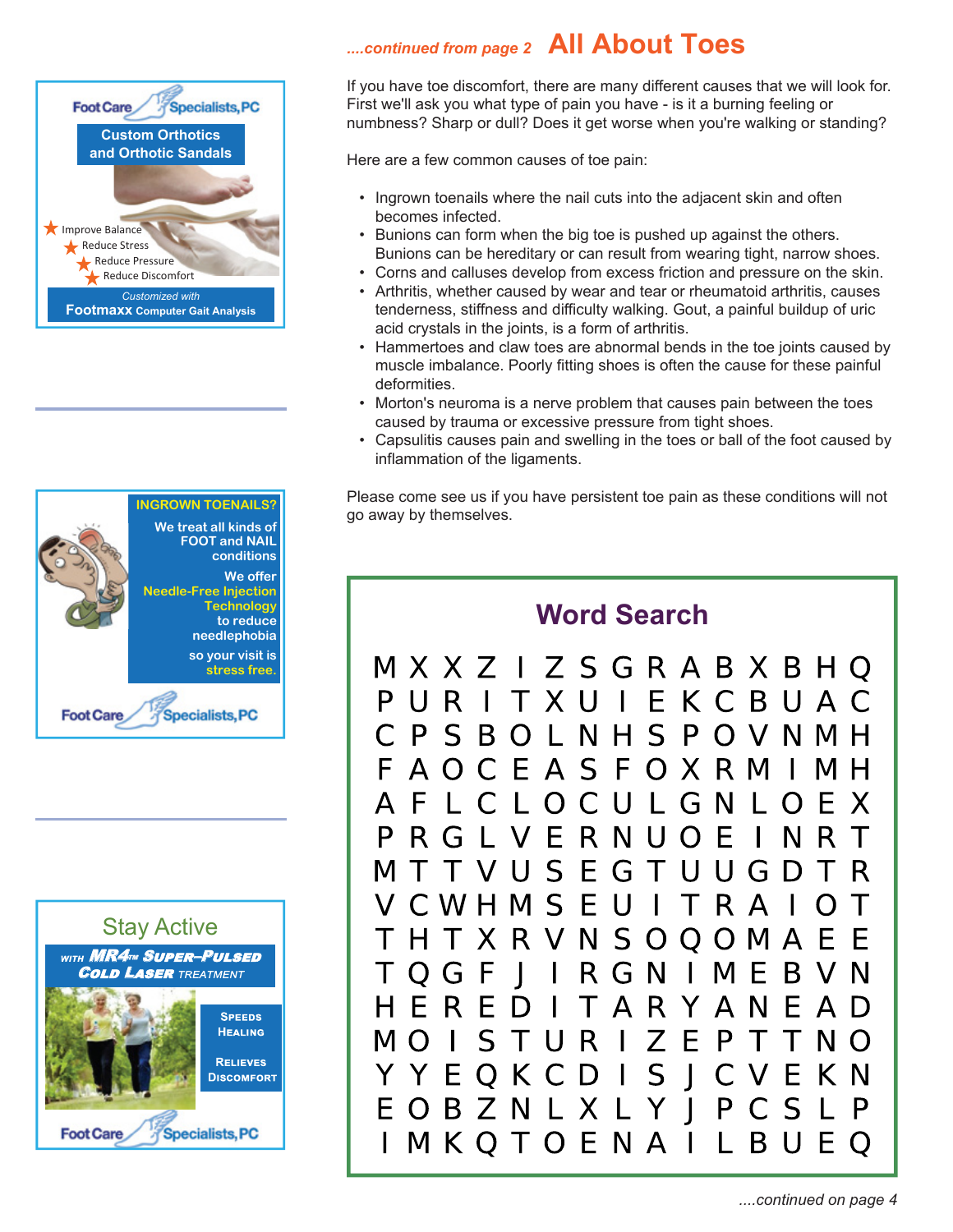*....continued from page 2*

# All About Toes

If you have toe discomfort, there are many different causes that we will look for. First we'll ask you what type of pain you have - is it a burning feeling or numbness? Sharp or dull? Does it get worse when you're walking or standing?

Here are a few common causes of toe pain:

- Ingrown toenails where the nail cuts into the adjacent skin and often becomes infected.
- Bunions can form when the big toe is pushed up against the others. Bunions can be hereditary or can result from wearing tight, narrow shoes.
- Corns and calluses develop from excess friction and pressure on the skin.
- Arthritis, whether caused by wear and tear or rheumatoid arthritis, causes tenderness, stiffness and difficulty walking. Gout, a painful buildup of uric acid crystals in the joints, is a form of arthritis.
- Hammertoes and claw toes are abnormal bends in the toe joints caused by muscle imbalance. Poorly fitting shoes is often the cause for these painful deformities.
- Morton's neuroma is a nerve problem that causes pain between the toes caused by trauma or excessive pressure from tight shoes.
- Capsulitis causes pain and swelling in the toes or ball of the foot caused by inflammation of the ligaments.

Please come see us if you have persistent toe pain as these conditions will not go away by themselves.

## Word Search

```
M X X Z I Z S G R A B X B H Q
P U R I T X U I E K C B U A C
C P S B O L N H S P O V N M H
F A O C E A S F O X R M I M H
A F L C L O C U L G N L O E X
P R G L V E R N U O E I N R T
M T T V U S E G T U U G D T R
V C W H M S E U I T R A I O T
T H T X R V N S O Q O M A E E
T Q G F J I R G N I M E B V N
H E R E D I T A R Y A N E A D
M O I S T U R I Z E P T T N O
Y Y E Q K C D I S J C V E K N
E O B Z N L X L Y J P C S L P
I M K Q T O E N A I L B U E Q
```

Foot Care Specialists, PC

**Custom Orthotics and Orthotic Sandals**

- Improve Balance
- Reduce Stress
- Reduce Pressure
- Reduce Discomfort

*Customized with* **Footmaxx** Computer Gait Analysis

**INGROWN TOENAILS?**

We treat all kinds of FOOT and NAIL conditions

We offer Needle-Free Injection Technology to reduce needlephobia so your visit is stress free.

Foot Care Specialists, PC

Stay Active

with **MR4™ Super-Pulsed Cold Laser** Treatment

Speeds Healing

Relieves Discomfort

Foot Care Specialists, PC

*....continued on page 4*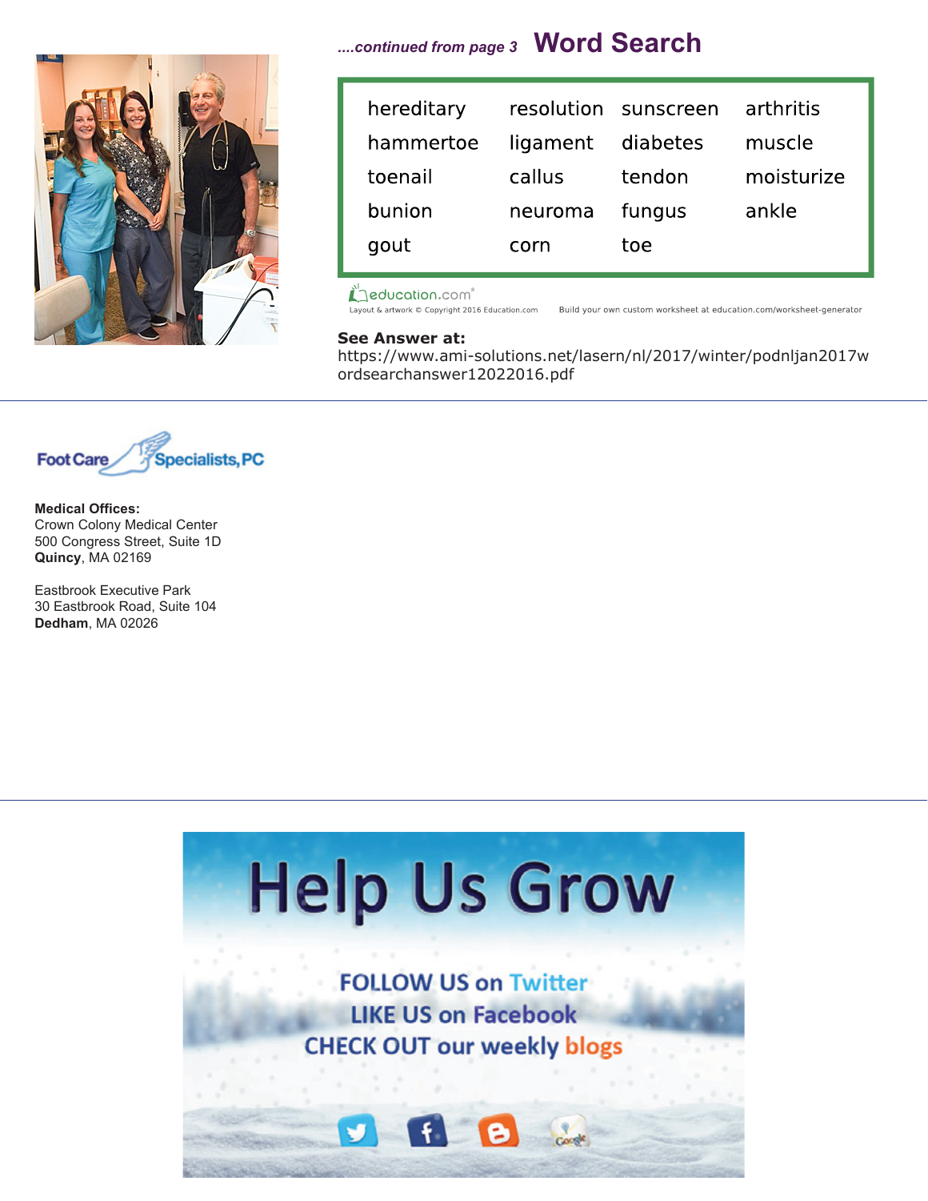*....continued from page 3* **Word Search**

| | | | |
|---|---|---|---|
| hereditary | resolution | sunscreen | arthritis |
| hammertoe | ligament | diabetes | muscle |
| toenail | callus | tendon | moisturize |
| bunion | neuroma | fungus | ankle |
| gout | corn | toe | |

education.com®
Layout & artwork © Copyright 2016 Education.com Build your own custom worksheet at education.com/worksheet-generator

**See Answer at:**
https://www.ami-solutions.net/lasern/nl/2017/winter/podnljan2017wordsearchanswer12022016.pdf

Foot Care Specialists, PC

**Medical Offices:**
Crown Colony Medical Center
500 Congress Street, Suite 1D
**Quincy**, MA 02169

Eastbrook Executive Park
30 Eastbrook Road, Suite 104
**Dedham**, MA 02026

# Help Us Grow

FOLLOW US on Twitter
LIKE US on Facebook
CHECK OUT our weekly blogs